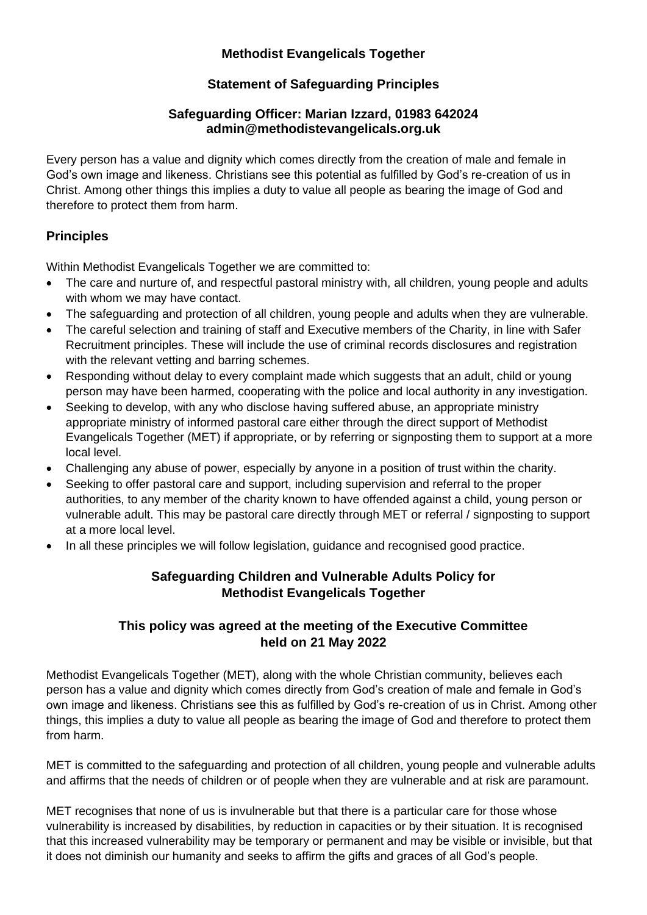**Methodist Evangelicals Together**

**Statement of Safeguarding Principles**

**Safeguarding Officer: Marian Izzard, 01983 642024**
**admin@methodistevangelicals.org.uk**

Every person has a value and dignity which comes directly from the creation of male and female in God's own image and likeness. Christians see this potential as fulfilled by God's re-creation of us in Christ. Among other things this implies a duty to value all people as bearing the image of God and therefore to protect them from harm.

## Principles

Within Methodist Evangelicals Together we are committed to:

- The care and nurture of, and respectful pastoral ministry with, all children, young people and adults with whom we may have contact.
- The safeguarding and protection of all children, young people and adults when they are vulnerable.
- The careful selection and training of staff and Executive members of the Charity, in line with Safer Recruitment principles. These will include the use of criminal records disclosures and registration with the relevant vetting and barring schemes.
- Responding without delay to every complaint made which suggests that an adult, child or young person may have been harmed, cooperating with the police and local authority in any investigation.
- Seeking to develop, with any who disclose having suffered abuse, an appropriate ministry appropriate ministry of informed pastoral care either through the direct support of Methodist Evangelicals Together (MET) if appropriate, or by referring or signposting them to support at a more local level.
- Challenging any abuse of power, especially by anyone in a position of trust within the charity.
- Seeking to offer pastoral care and support, including supervision and referral to the proper authorities, to any member of the charity known to have offended against a child, young person or vulnerable adult. This may be pastoral care directly through MET or referral / signposting to support at a more local level.
- In all these principles we will follow legislation, guidance and recognised good practice.

## Safeguarding Children and Vulnerable Adults Policy for Methodist Evangelicals Together

### This policy was agreed at the meeting of the Executive Committee held on 21 May 2022

Methodist Evangelicals Together (MET), along with the whole Christian community, believes each person has a value and dignity which comes directly from God's creation of male and female in God's own image and likeness. Christians see this as fulfilled by God's re-creation of us in Christ. Among other things, this implies a duty to value all people as bearing the image of God and therefore to protect them from harm.

MET is committed to the safeguarding and protection of all children, young people and vulnerable adults and affirms that the needs of children or of people when they are vulnerable and at risk are paramount.

MET recognises that none of us is invulnerable but that there is a particular care for those whose vulnerability is increased by disabilities, by reduction in capacities or by their situation. It is recognised that this increased vulnerability may be temporary or permanent and may be visible or invisible, but that it does not diminish our humanity and seeks to affirm the gifts and graces of all God's people.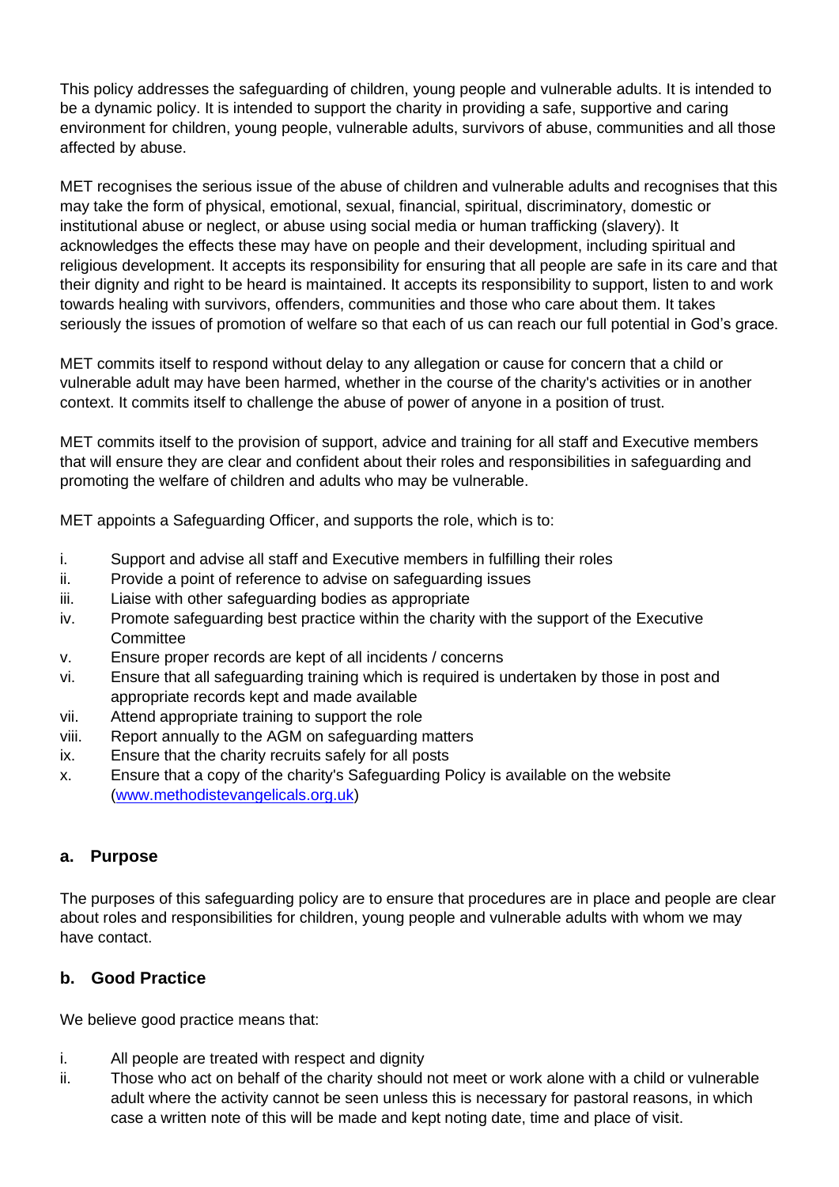This policy addresses the safeguarding of children, young people and vulnerable adults. It is intended to be a dynamic policy. It is intended to support the charity in providing a safe, supportive and caring environment for children, young people, vulnerable adults, survivors of abuse, communities and all those affected by abuse.

MET recognises the serious issue of the abuse of children and vulnerable adults and recognises that this may take the form of physical, emotional, sexual, financial, spiritual, discriminatory, domestic or institutional abuse or neglect, or abuse using social media or human trafficking (slavery). It acknowledges the effects these may have on people and their development, including spiritual and religious development. It accepts its responsibility for ensuring that all people are safe in its care and that their dignity and right to be heard is maintained. It accepts its responsibility to support, listen to and work towards healing with survivors, offenders, communities and those who care about them. It takes seriously the issues of promotion of welfare so that each of us can reach our full potential in God's grace.

MET commits itself to respond without delay to any allegation or cause for concern that a child or vulnerable adult may have been harmed, whether in the course of the charity's activities or in another context. It commits itself to challenge the abuse of power of anyone in a position of trust.

MET commits itself to the provision of support, advice and training for all staff and Executive members that will ensure they are clear and confident about their roles and responsibilities in safeguarding and promoting the welfare of children and adults who may be vulnerable.

MET appoints a Safeguarding Officer, and supports the role, which is to:

i. Support and advise all staff and Executive members in fulfilling their roles
ii. Provide a point of reference to advise on safeguarding issues
iii. Liaise with other safeguarding bodies as appropriate
iv. Promote safeguarding best practice within the charity with the support of the Executive Committee
v. Ensure proper records are kept of all incidents / concerns
vi. Ensure that all safeguarding training which is required is undertaken by those in post and appropriate records kept and made available
vii. Attend appropriate training to support the role
viii. Report annually to the AGM on safeguarding matters
ix. Ensure that the charity recruits safely for all posts
x. Ensure that a copy of the charity's Safeguarding Policy is available on the website ([www.methodistevangelicals.org.uk](http://www.methodistevangelicals.org.uk))

## a. Purpose

The purposes of this safeguarding policy are to ensure that procedures are in place and people are clear about roles and responsibilities for children, young people and vulnerable adults with whom we may have contact.

## b. Good Practice

We believe good practice means that:

i. All people are treated with respect and dignity
ii. Those who act on behalf of the charity should not meet or work alone with a child or vulnerable adult where the activity cannot be seen unless this is necessary for pastoral reasons, in which case a written note of this will be made and kept noting date, time and place of visit.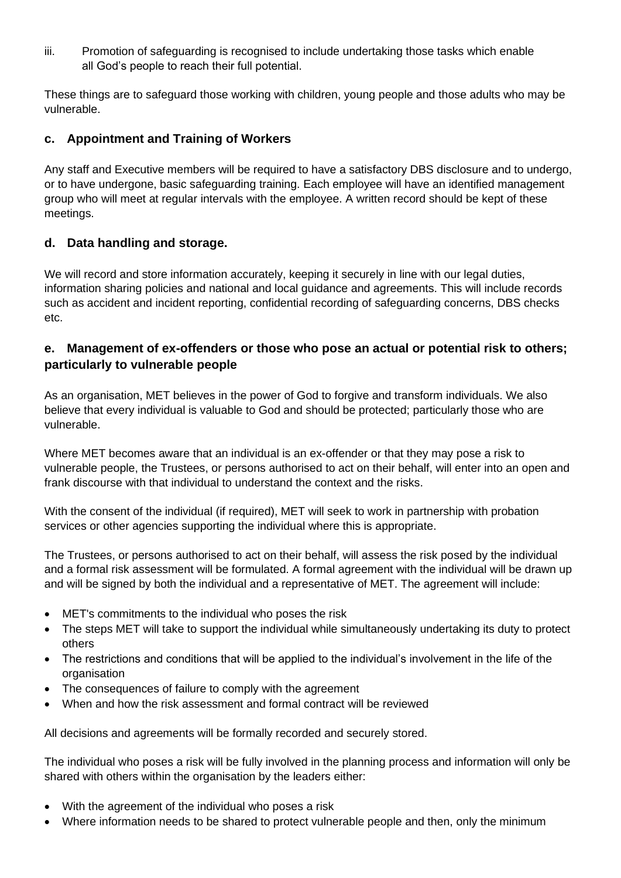iii. Promotion of safeguarding is recognised to include undertaking those tasks which enable all God's people to reach their full potential.

These things are to safeguard those working with children, young people and those adults who may be vulnerable.

### c. Appointment and Training of Workers

Any staff and Executive members will be required to have a satisfactory DBS disclosure and to undergo, or to have undergone, basic safeguarding training. Each employee will have an identified management group who will meet at regular intervals with the employee. A written record should be kept of these meetings.

### d. Data handling and storage.

We will record and store information accurately, keeping it securely in line with our legal duties, information sharing policies and national and local guidance and agreements. This will include records such as accident and incident reporting, confidential recording of safeguarding concerns, DBS checks etc.

### e. Management of ex-offenders or those who pose an actual or potential risk to others; particularly to vulnerable people

As an organisation, MET believes in the power of God to forgive and transform individuals. We also believe that every individual is valuable to God and should be protected; particularly those who are vulnerable.

Where MET becomes aware that an individual is an ex-offender or that they may pose a risk to vulnerable people, the Trustees, or persons authorised to act on their behalf, will enter into an open and frank discourse with that individual to understand the context and the risks.

With the consent of the individual (if required), MET will seek to work in partnership with probation services or other agencies supporting the individual where this is appropriate.

The Trustees, or persons authorised to act on their behalf, will assess the risk posed by the individual and a formal risk assessment will be formulated. A formal agreement with the individual will be drawn up and will be signed by both the individual and a representative of MET. The agreement will include:

- MET's commitments to the individual who poses the risk
- The steps MET will take to support the individual while simultaneously undertaking its duty to protect others
- The restrictions and conditions that will be applied to the individual's involvement in the life of the organisation
- The consequences of failure to comply with the agreement
- When and how the risk assessment and formal contract will be reviewed

All decisions and agreements will be formally recorded and securely stored.

The individual who poses a risk will be fully involved in the planning process and information will only be shared with others within the organisation by the leaders either:

- With the agreement of the individual who poses a risk
- Where information needs to be shared to protect vulnerable people and then, only the minimum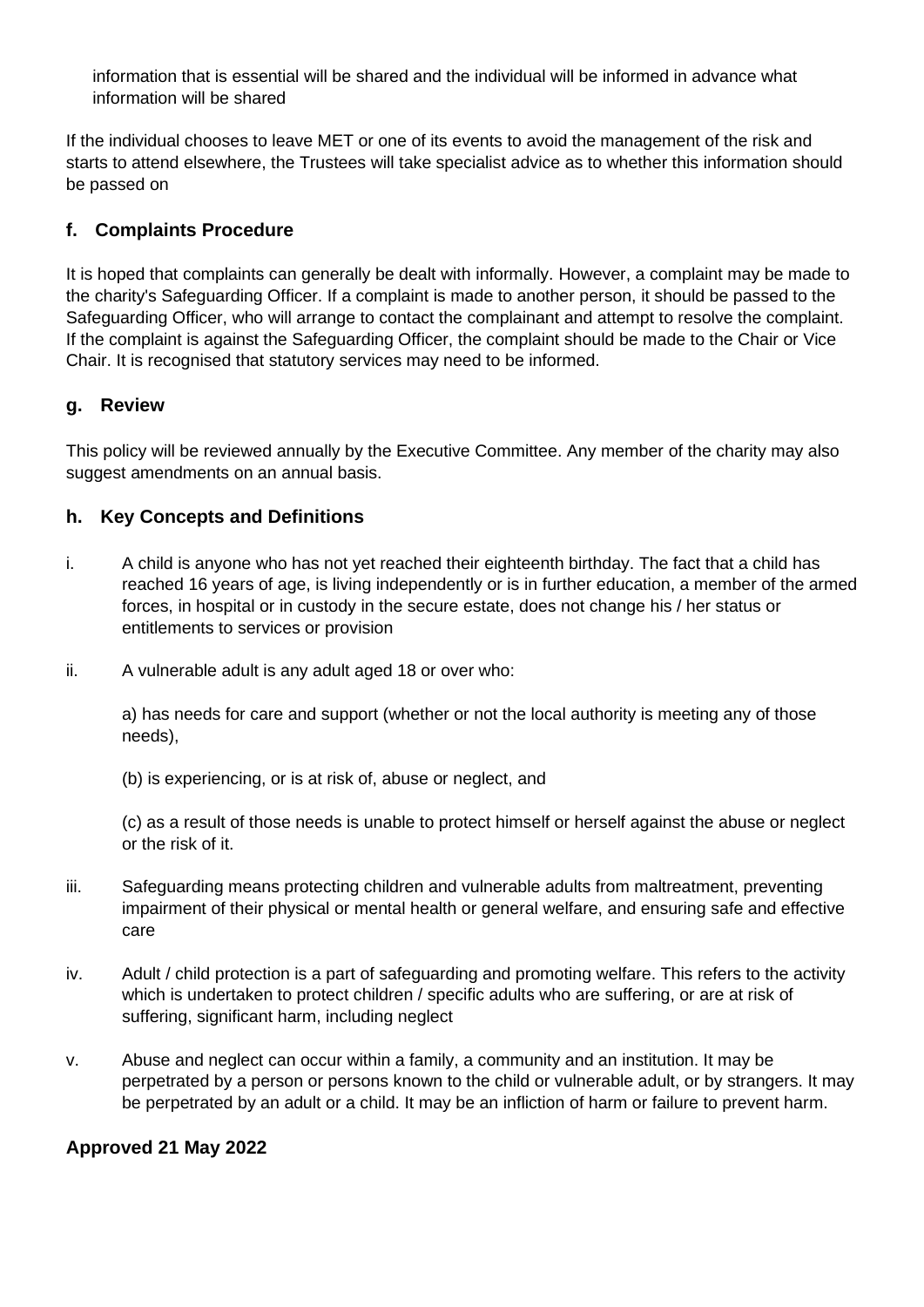information that is essential will be shared and the individual will be informed in advance what information will be shared

If the individual chooses to leave MET or one of its events to avoid the management of the risk and starts to attend elsewhere, the Trustees will take specialist advice as to whether this information should be passed on

### f. Complaints Procedure

It is hoped that complaints can generally be dealt with informally. However, a complaint may be made to the charity's Safeguarding Officer. If a complaint is made to another person, it should be passed to the Safeguarding Officer, who will arrange to contact the complainant and attempt to resolve the complaint. If the complaint is against the Safeguarding Officer, the complaint should be made to the Chair or Vice Chair. It is recognised that statutory services may need to be informed.

### g. Review

This policy will be reviewed annually by the Executive Committee. Any member of the charity may also suggest amendments on an annual basis.

### h. Key Concepts and Definitions

i. A child is anyone who has not yet reached their eighteenth birthday. The fact that a child has reached 16 years of age, is living independently or is in further education, a member of the armed forces, in hospital or in custody in the secure estate, does not change his / her status or entitlements to services or provision

ii. A vulnerable adult is any adult aged 18 or over who:

   a) has needs for care and support (whether or not the local authority is meeting any of those needs),

   (b) is experiencing, or is at risk of, abuse or neglect, and

   (c) as a result of those needs is unable to protect himself or herself against the abuse or neglect or the risk of it.

iii. Safeguarding means protecting children and vulnerable adults from maltreatment, preventing impairment of their physical or mental health or general welfare, and ensuring safe and effective care

iv. Adult / child protection is a part of safeguarding and promoting welfare. This refers to the activity which is undertaken to protect children / specific adults who are suffering, or are at risk of suffering, significant harm, including neglect

v. Abuse and neglect can occur within a family, a community and an institution. It may be perpetrated by a person or persons known to the child or vulnerable adult, or by strangers. It may be perpetrated by an adult or a child. It may be an infliction of harm or failure to prevent harm.

**Approved 21 May 2022**